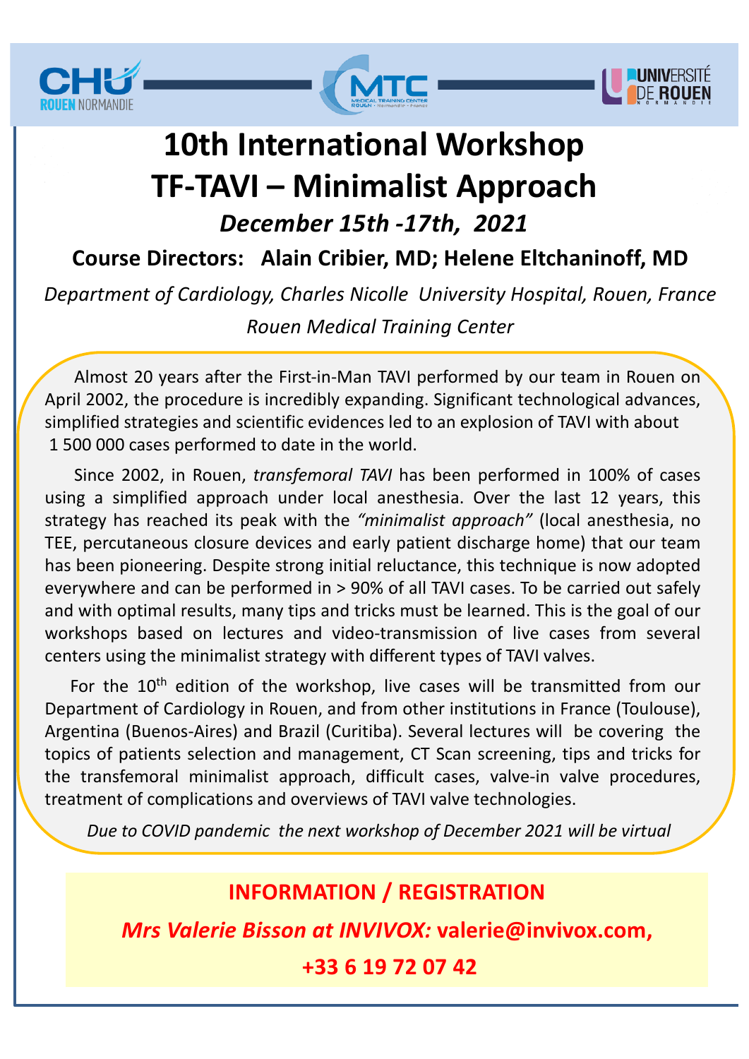# 10th International Workshop TF-TAVI – Minimalist Approach

***December 15th -17th, 2021***

**Course Directors: Alain Cribier, MD; Helene Eltchaninoff, MD**

*Department of Cardiology, Charles Nicolle University Hospital, Rouen, France*

*Rouen Medical Training Center*

Almost 20 years after the First-in-Man TAVI performed by our team in Rouen on April 2002, the procedure is incredibly expanding. Significant technological advances, simplified strategies and scientific evidences led to an explosion of TAVI with about 1 500 000 cases performed to date in the world.

Since 2002, in Rouen, *transfemoral TAVI* has been performed in 100% of cases using a simplified approach under local anesthesia. Over the last 12 years, this strategy has reached its peak with the *"minimalist approach"* (local anesthesia, no TEE, percutaneous closure devices and early patient discharge home) that our team has been pioneering. Despite strong initial reluctance, this technique is now adopted everywhere and can be performed in > 90% of all TAVI cases. To be carried out safely and with optimal results, many tips and tricks must be learned. This is the goal of our workshops based on lectures and video-transmission of live cases from several centers using the minimalist strategy with different types of TAVI valves.

For the 10th edition of the workshop, live cases will be transmitted from our Department of Cardiology in Rouen, and from other institutions in France (Toulouse), Argentina (Buenos-Aires) and Brazil (Curitiba). Several lectures will be covering the topics of patients selection and management, CT Scan screening, tips and tricks for the transfemoral minimalist approach, difficult cases, valve-in valve procedures, treatment of complications and overviews of TAVI valve technologies.

*Due to COVID pandemic the next workshop of December 2021 will be virtual*

**INFORMATION / REGISTRATION**

***Mrs Valerie Bisson at INVIVOX:*** **valerie@invivox.com,**

**+33 6 19 72 07 42**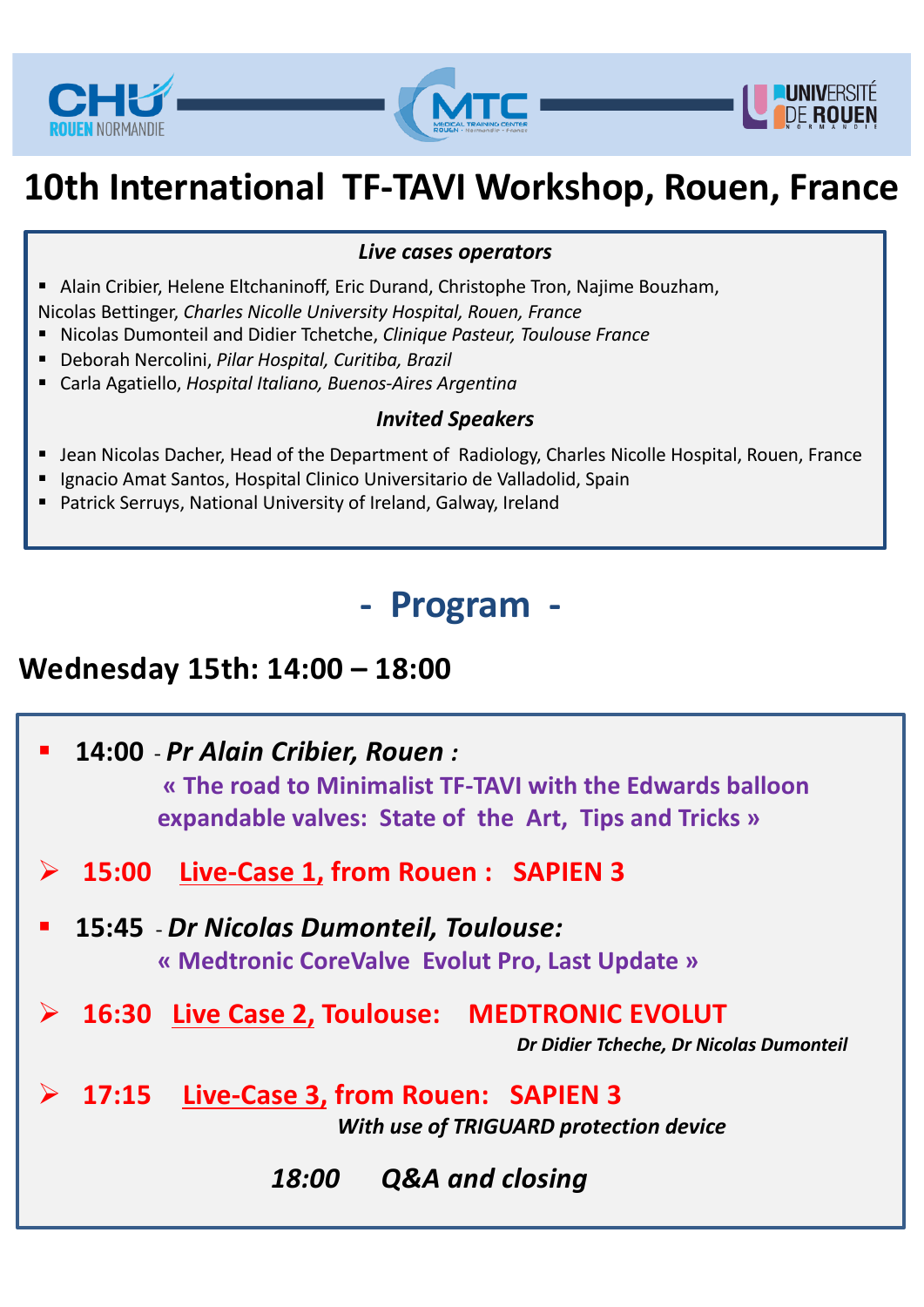# 10th International TF-TAVI Workshop, Rouen, France

***Live cases operators***

- Alain Cribier, Helene Eltchaninoff, Eric Durand, Christophe Tron, Najime Bouzham, Nicolas Bettinger, *Charles Nicolle University Hospital, Rouen, France*
- Nicolas Dumonteil and Didier Tchetche, *Clinique Pasteur, Toulouse France*
- Deborah Nercolini, *Pilar Hospital, Curitiba, Brazil*
- Carla Agatiello, *Hospital Italiano, Buenos-Aires Argentina*

***Invited Speakers***

- Jean Nicolas Dacher, Head of the Department of Radiology, Charles Nicolle Hospital, Rouen, France
- Ignacio Amat Santos, Hospital Clinico Universitario de Valladolid, Spain
- Patrick Serruys, National University of Ireland, Galway, Ireland

## - Program -

### Wednesday 15th: 14:00 – 18:00

- **14:00** - ***Pr Alain Cribier, Rouen :***
  **« The road to Minimalist TF-TAVI with the Edwards balloon expandable valves: State of the Art, Tips and Tricks »**
- **15:00 Live-Case 1, from Rouen : SAPIEN 3**
- **15:45** - ***Dr Nicolas Dumonteil, Toulouse:***
  **« Medtronic CoreValve Evolut Pro, Last Update »**
- **16:30 Live Case 2, Toulouse: MEDTRONIC EVOLUT**
  ***Dr Didier Tcheche, Dr Nicolas Dumonteil***
- **17:15 Live-Case 3, from Rouen: SAPIEN 3**
  ***With use of TRIGUARD protection device***

***18:00 Q&A and closing***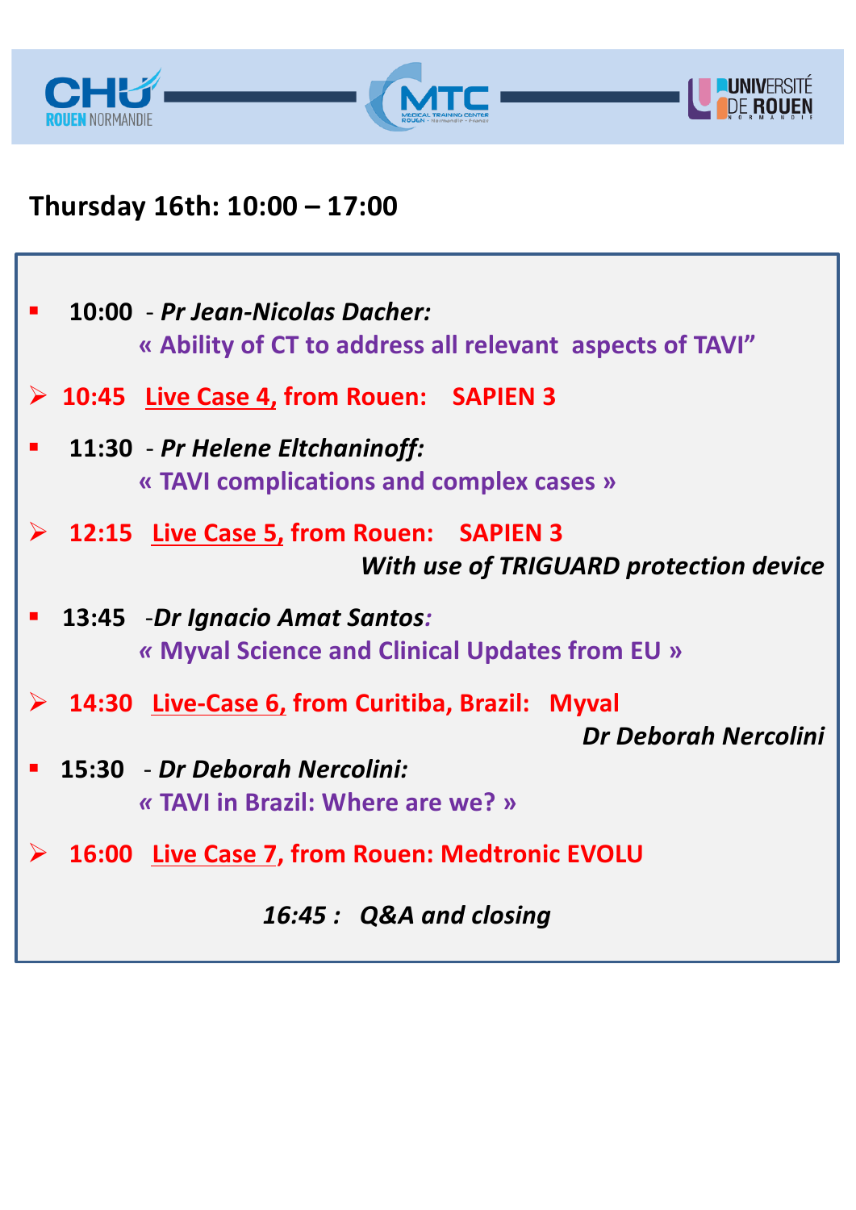## Thursday 16th: 10:00 – 17:00

- **10:00** - ***Pr Jean-Nicolas Dacher:***
  **« Ability of CT to address all relevant aspects of TAVI"**

- **10:45 Live Case 4, from Rouen: SAPIEN 3**

- **11:30** - ***Pr Helene Eltchaninoff:***
  **« TAVI complications and complex cases »**

- **12:15 Live Case 5, from Rouen: SAPIEN 3**
  ***With use of TRIGUARD protection device***

- **13:45** -***Dr Ignacio Amat Santos:***
  **« Myval Science and Clinical Updates from EU »**

- **14:30 Live-Case 6, from Curitiba, Brazil: Myval**
  ***Dr Deborah Nercolini***

- **15:30** - ***Dr Deborah Nercolini:***
  **« TAVI in Brazil: Where are we? »**

- **16:00 Live Case 7, from Rouen: Medtronic EVOLU**

***16:45 : Q&A and closing***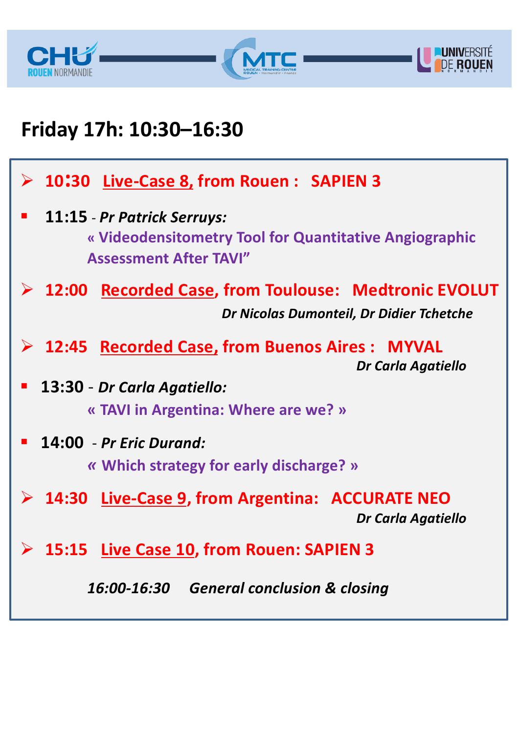## Friday 17h: 10:30–16:30

- **10:30** **Live-Case 8, from Rouen : SAPIEN 3**

- **11:15** - ***Pr Patrick Serruys:***
  **« Videodensitometry Tool for Quantitative Angiographic Assessment After TAVI”**

- **12:00** **Recorded Case, from Toulouse: Medtronic EVOLUT**
  ***Dr Nicolas Dumonteil, Dr Didier Tchetche***

- **12:45** **Recorded Case, from Buenos Aires : MYVAL**
  ***Dr Carla Agatiello***

- **13:30** - ***Dr Carla Agatiello:***
  **« TAVI in Argentina: Where are we? »**

- **14:00** - ***Pr Eric Durand:***
  **« Which strategy for early discharge? »**

- **14:30** **Live-Case 9, from Argentina: ACCURATE NEO**
  ***Dr Carla Agatiello***

- **15:15** **Live Case 10, from Rouen: SAPIEN 3**

***16:00-16:30 General conclusion & closing***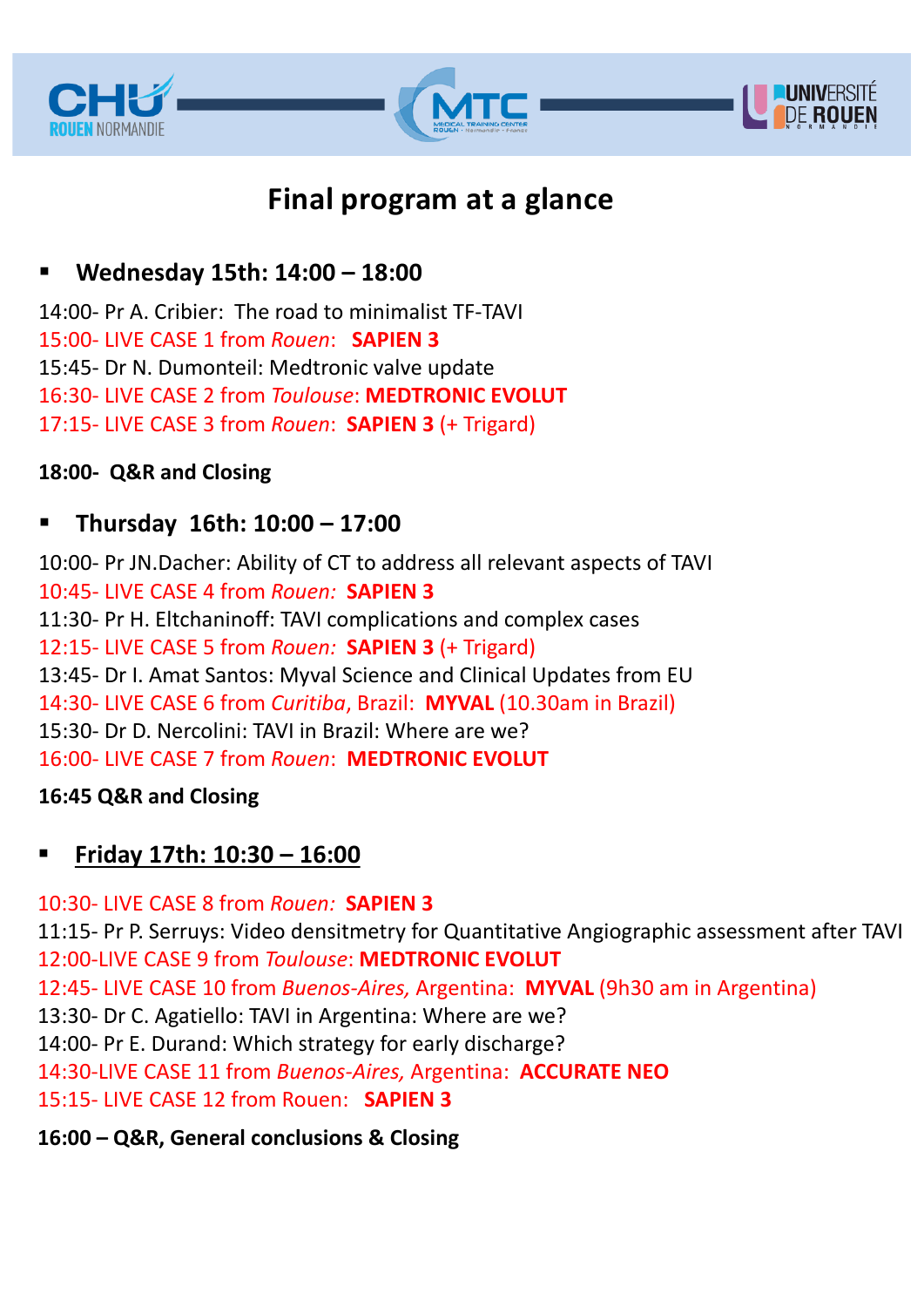# Final program at a glance

- **Wednesday 15th: 14:00 – 18:00**

14:00- Pr A. Cribier: The road to minimalist TF-TAVI
15:00- LIVE CASE 1 from *Rouen*: **SAPIEN 3**
15:45- Dr N. Dumonteil: Medtronic valve update
16:30- LIVE CASE 2 from *Toulouse*: **MEDTRONIC EVOLUT**
17:15- LIVE CASE 3 from *Rouen*: **SAPIEN 3** (+ Trigard)

**18:00- Q&R and Closing**

- **Thursday 16th: 10:00 – 17:00**

10:00- Pr JN.Dacher: Ability of CT to address all relevant aspects of TAVI
10:45- LIVE CASE 4 from *Rouen:* **SAPIEN 3**
11:30- Pr H. Eltchaninoff: TAVI complications and complex cases
12:15- LIVE CASE 5 from *Rouen:* **SAPIEN 3** (+ Trigard)
13:45- Dr I. Amat Santos: Myval Science and Clinical Updates from EU
14:30- LIVE CASE 6 from *Curitiba*, Brazil: **MYVAL** (10.30am in Brazil)
15:30- Dr D. Nercolini: TAVI in Brazil: Where are we?
16:00- LIVE CASE 7 from *Rouen*: **MEDTRONIC EVOLUT**

**16:45 Q&R and Closing**

- **Friday 17th: 10:30 – 16:00**

10:30- LIVE CASE 8 from *Rouen:* **SAPIEN 3**
11:15- Pr P. Serruys: Video densitmetry for Quantitative Angiographic assessment after TAVI
12:00-LIVE CASE 9 from *Toulouse*: **MEDTRONIC EVOLUT**
12:45- LIVE CASE 10 from *Buenos-Aires,* Argentina: **MYVAL** (9h30 am in Argentina)
13:30- Dr C. Agatiello: TAVI in Argentina: Where are we?
14:00- Pr E. Durand: Which strategy for early discharge?
14:30-LIVE CASE 11 from *Buenos-Aires,* Argentina: **ACCURATE NEO**
15:15- LIVE CASE 12 from Rouen: **SAPIEN 3**

**16:00 – Q&R, General conclusions & Closing**